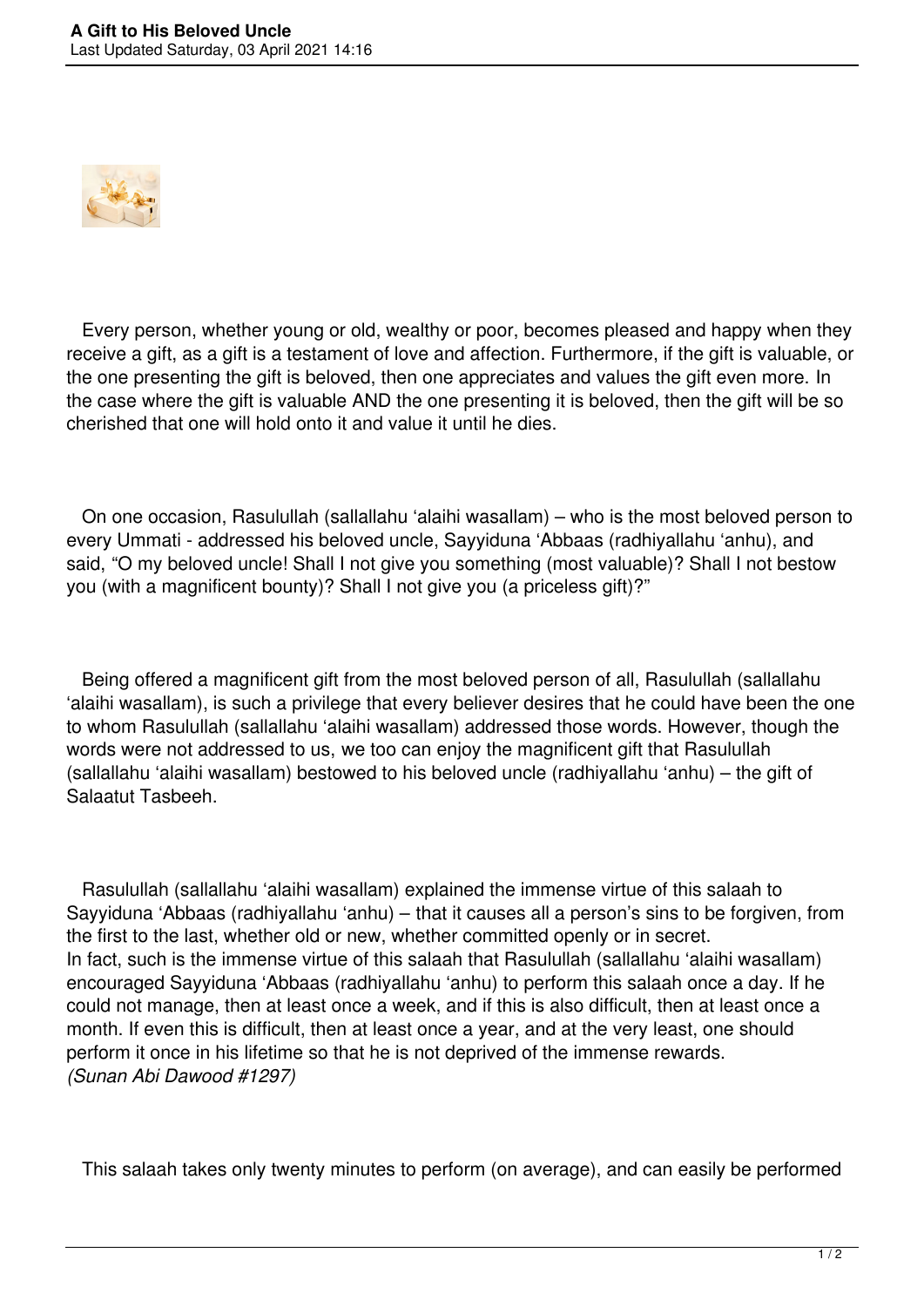Every person, whether young or old, wealthy or poor, becomes pleased and happy when they receive a gift, as a gift is a testament of love and affection. Furthermore, if the gift is valuable, or the one presenting the gift is beloved, then one appreciates and values the gift even more. In the case where the gift is valuable AND the one presenting it is beloved, then the gift will be so cherished that one will hold onto it and value it until he dies.

On one occasion, Rasulullah (sallallahu 'alaihi wasallam) – who is the most beloved person to every Ummati - addressed his beloved uncle, Sayyiduna 'Abbaas (radhiyallahu 'anhu), and said, "O my beloved uncle! Shall I not give you something (most valuable)? Shall I not bestow you (with a magnificent bounty)? Shall I not give you (a priceless gift)?"

Being offered a magnificent gift from the most beloved person of all, Rasulullah (sallallahu 'alaihi wasallam), is such a privilege that every believer desires that he could have been the one to whom Rasulullah (sallallahu 'alaihi wasallam) addressed those words. However, though the words were not addressed to us, we too can enjoy the magnificent gift that Rasulullah (sallallahu 'alaihi wasallam) bestowed to his beloved uncle (radhiyallahu 'anhu) – the gift of Salaatut Tasbeeh.

Rasulullah (sallallahu 'alaihi wasallam) explained the immense virtue of this salaah to Sayyiduna 'Abbaas (radhiyallahu 'anhu) – that it causes all a person's sins to be forgiven, from the first to the last, whether old or new, whether committed openly or in secret.
In fact, such is the immense virtue of this salaah that Rasulullah (sallallahu 'alaihi wasallam) encouraged Sayyiduna 'Abbaas (radhiyallahu 'anhu) to perform this salaah once a day. If he could not manage, then at least once a week, and if this is also difficult, then at least once a month. If even this is difficult, then at least once a year, and at the very least, one should perform it once in his lifetime so that he is not deprived of the immense rewards.
*(Sunan Abi Dawood #1297)*

This salaah takes only twenty minutes to perform (on average), and can easily be performed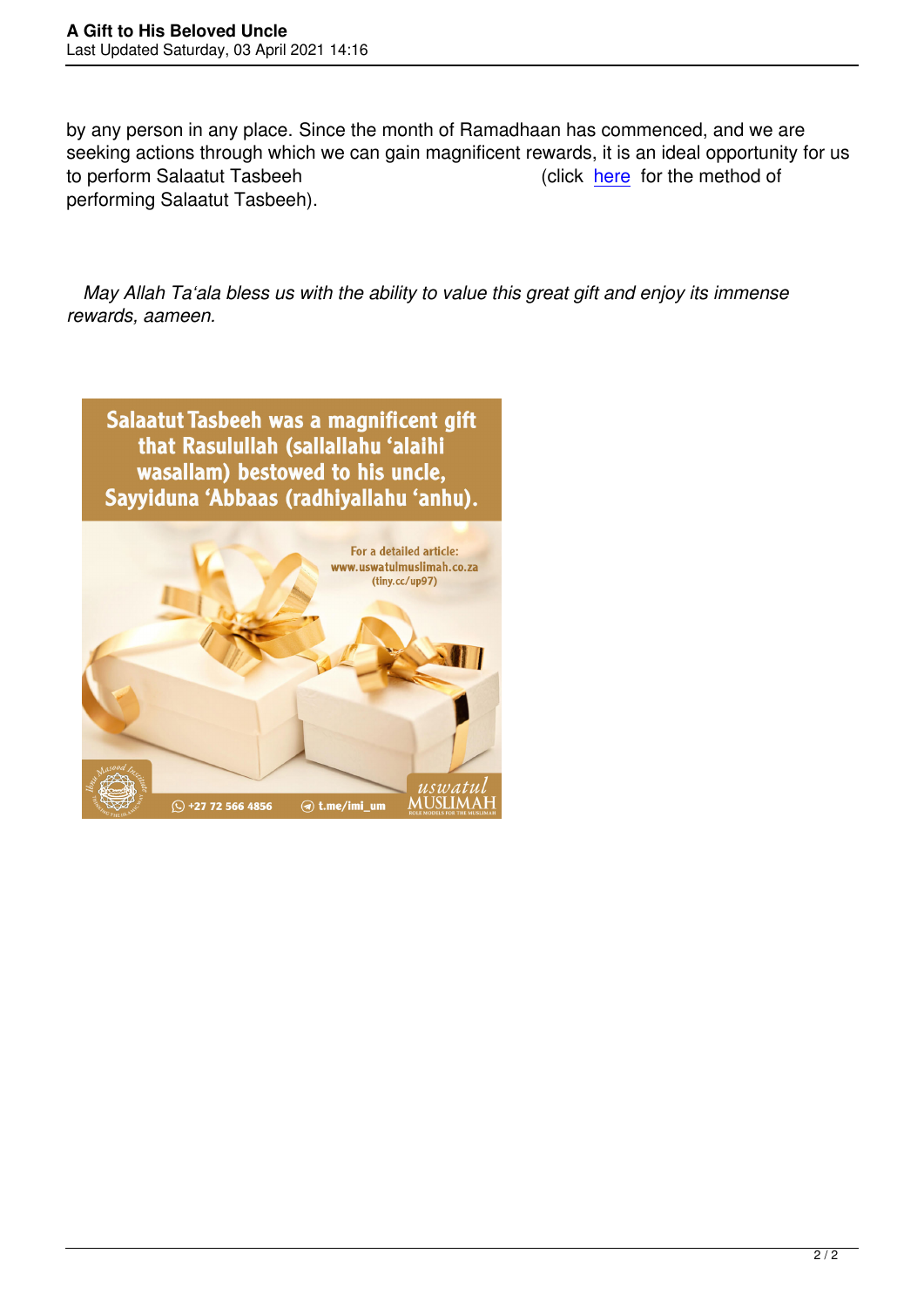by any person in any place. Since the month of Ramadhaan has commenced, and we are seeking actions through which we can gain magnificent rewards, it is an ideal opportunity for us to perform Salaatut Tasbeeh (click here for the method of performing Salaatut Tasbeeh).

*May Allah Ta'ala bless us with the ability to value this great gift and enjoy its immense rewards, aameen.*

Salaatut Tasbeeh was a magnificent gift that Rasulullah (sallallahu 'alaihi wasallam) bestowed to his uncle, Sayyiduna 'Abbaas (radhiyallahu 'anhu).

For a detailed article:
www.uswatulmuslimah.co.za
(tiny.cc/up97)

+27 72 566 4856 t.me/imi_um

uswatul MUSLIMAH